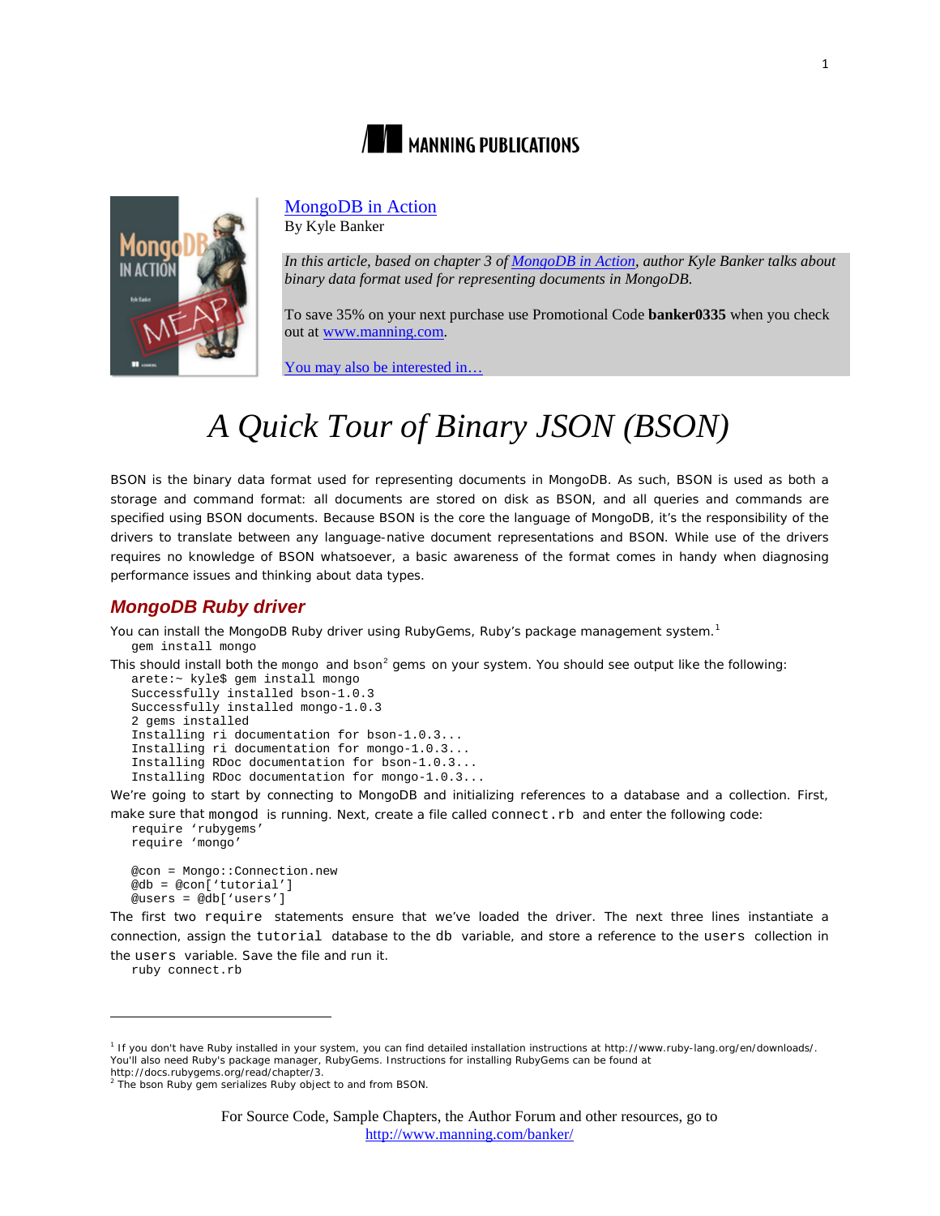MANNING PUBLICATIONS

[MongoDB in Action](#)
By Kyle Banker

*In this article, based on chapter 3 of [MongoDB in Action](#), author Kyle Banker talks about binary data format used for representing documents in MongoDB.*

To save 35% on your next purchase use Promotional Code **banker0335** when you check out at [www.manning.com](http://www.manning.com).

[You may also be interested in…](#)

# *A Quick Tour of Binary JSON (BSON)*

BSON is the binary data format used for representing documents in MongoDB. As such, BSON is used as both a storage and command format: all documents are stored on disk as BSON, and all queries and commands are specified using BSON documents. Because BSON is the core the language of MongoDB, it's the responsibility of the drivers to translate between any language-native document representations and BSON. While use of the drivers requires no knowledge of BSON whatsoever, a basic awareness of the format comes in handy when diagnosing performance issues and thinking about data types.

## MongoDB Ruby driver

You can install the MongoDB Ruby driver using RubyGems, Ruby's package management system.[1]

```
gem install mongo
```

This should install both the `mongo` and `bson`[2] gems on your system. You should see output like the following:

```
arete:~ kyle$ gem install mongo
Successfully installed bson-1.0.3
Successfully installed mongo-1.0.3
2 gems installed
Installing ri documentation for bson-1.0.3...
Installing ri documentation for mongo-1.0.3...
Installing RDoc documentation for bson-1.0.3...
Installing RDoc documentation for mongo-1.0.3...
```

We're going to start by connecting to MongoDB and initializing references to a database and a collection. First, make sure that `mongod` is running. Next, create a file called `connect.rb` and enter the following code:

```
require 'rubygems'
require 'mongo'

@con = Mongo::Connection.new
@db = @con['tutorial']
@users = @db['users']
```

The first two `require` statements ensure that we've loaded the driver. The next three lines instantiate a connection, assign the `tutorial` database to the `db` variable, and store a reference to the `users` collection in the `users` variable. Save the file and run it.

```
ruby connect.rb
```

---

[1] If you don't have Ruby installed in your system, you can find detailed installation instructions at http://www.ruby-lang.org/en/downloads/. You'll also need Ruby's package manager, RubyGems. Instructions for installing RubyGems can be found at http://docs.rubygems.org/read/chapter/3.

[2] The bson Ruby gem serializes Ruby object to and from BSON.

For Source Code, Sample Chapters, the Author Forum and other resources, go to
[http://www.manning.com/banker/](http://www.manning.com/banker/)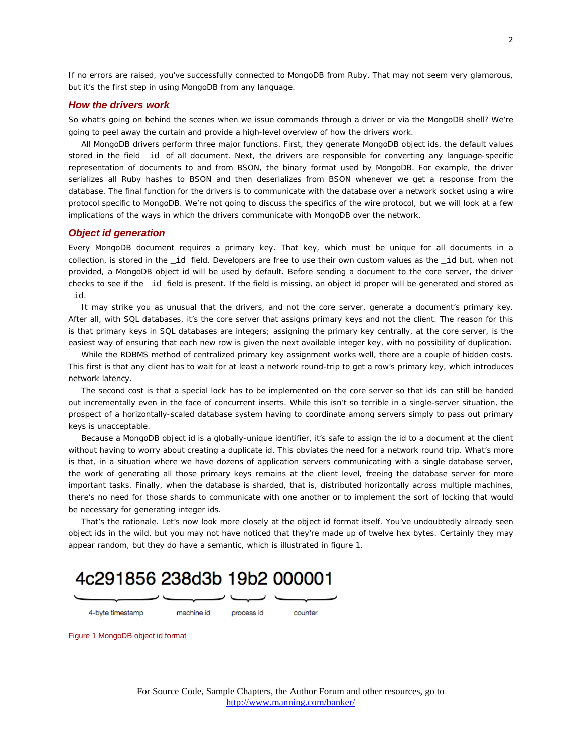If no errors are raised, you've successfully connected to MongoDB from Ruby. That may not seem very glamorous, but it's the first step in using MongoDB from any language.

### How the drivers work

So what's going on behind the scenes when we issue commands through a driver or via the MongoDB shell? We're going to peel away the curtain and provide a high-level overview of how the drivers work.

All MongoDB drivers perform three major functions. First, they generate MongoDB object ids, the default values stored in the field `_id` of all document. Next, the drivers are responsible for converting any language-specific representation of documents to and from BSON, the binary format used by MongoDB. For example, the driver serializes all Ruby hashes to BSON and then deserializes from BSON whenever we get a response from the database. The final function for the drivers is to communicate with the database over a network socket using a wire protocol specific to MongoDB. We're not going to discuss the specifics of the wire protocol, but we will look at a few implications of the ways in which the drivers communicate with MongoDB over the network.

### Object id generation

Every MongoDB document requires a primary key. That key, which must be unique for all documents in a collection, is stored in the `_id` field. Developers are free to use their own custom values as the `_id` but, when not provided, a MongoDB object id will be used by default. Before sending a document to the core server, the driver checks to see if the `_id` field is present. If the field is missing, an object id proper will be generated and stored as `_id`.

It may strike you as unusual that the drivers, and not the core server, generate a document's primary key. After all, with SQL databases, it's the core server that assigns primary keys and not the client. The reason for this is that primary keys in SQL databases are integers; assigning the primary key centrally, at the core server, is the easiest way of ensuring that each new row is given the next available integer key, with no possibility of duplication.

While the RDBMS method of centralized primary key assignment works well, there are a couple of hidden costs. This first is that any client has to wait for at least a network round-trip to get a row's primary key, which introduces network latency.

The second cost is that a special lock has to be implemented on the core server so that ids can still be handed out incrementally even in the face of concurrent inserts. While this isn't so terrible in a single-server situation, the prospect of a horizontally-scaled database system having to coordinate among servers simply to pass out primary keys is unacceptable.

Because a MongoDB object id is a globally-unique identifier, it's safe to assign the id to a document at the client without having to worry about creating a duplicate id. This obviates the need for a network round trip. What's more is that, in a situation where we have dozens of application servers communicating with a single database server, the work of generating all those primary keys remains at the client level, freeing the database server for more important tasks. Finally, when the database is sharded, that is, distributed horizontally across multiple machines, there's no need for those shards to communicate with one another or to implement the sort of locking that would be necessary for generating integer ids.

That's the rationale. Let's now look more closely at the object id format itself. You've undoubtedly already seen object ids in the wild, but you may not have noticed that they're made up of twelve hex bytes. Certainly they may appear random, but they do have a semantic, which is illustrated in figure 1.

```
4c291856 238d3b 19b2 000001
```

4-byte timestamp | machine id | process id | counter

Figure 1 MongoDB object id format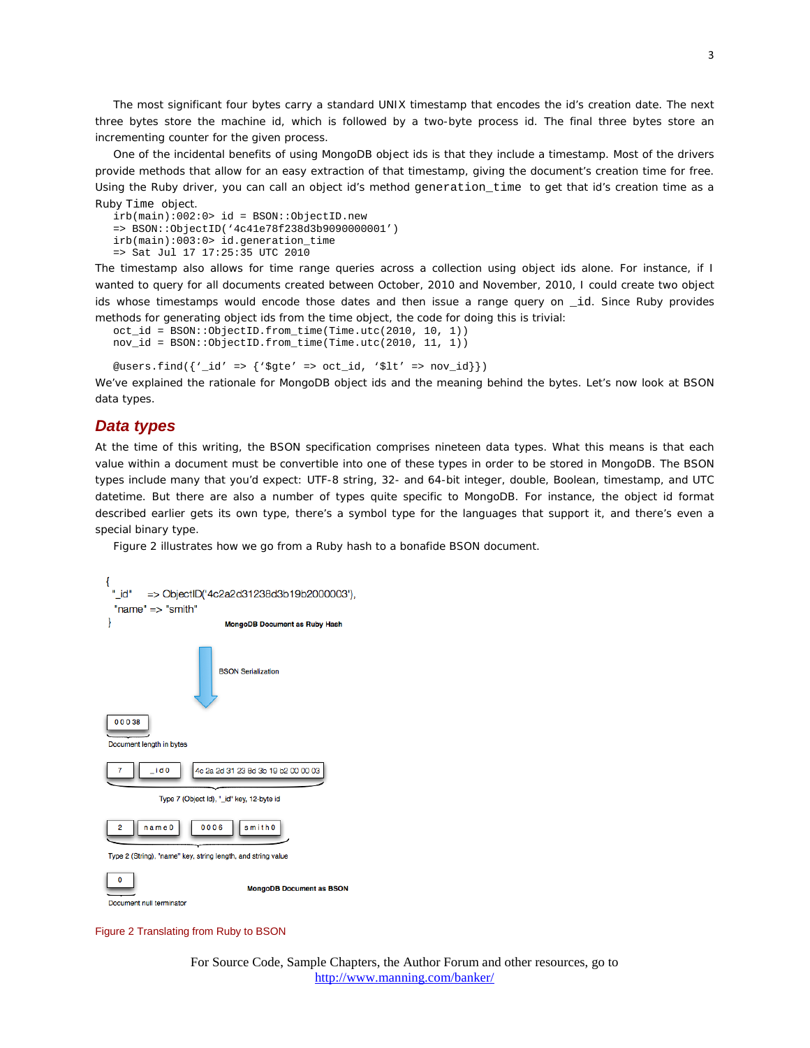The most significant four bytes carry a standard UNIX timestamp that encodes the id's creation date. The next three bytes store the machine id, which is followed by a two-byte process id. The final three bytes store an incrementing counter for the given process.

One of the incidental benefits of using MongoDB object ids is that they include a timestamp. Most of the drivers provide methods that allow for an easy extraction of that timestamp, giving the document's creation time for free. Using the Ruby driver, you can call an object id's method `generation_time` to get that id's creation time as a Ruby `Time` object.

```
irb(main):002:0> id = BSON::ObjectID.new
=> BSON::ObjectID('4c41e78f238d3b9090000001')
irb(main):003:0> id.generation_time
=> Sat Jul 17 17:25:35 UTC 2010
```

The timestamp also allows for time range queries across a collection using object ids alone. For instance, if I wanted to query for all documents created between October, 2010 and November, 2010, I could create two object ids whose timestamps would encode those dates and then issue a range query on `_id`. Since Ruby provides methods for generating object ids from the time object, the code for doing this is trivial:

```
oct_id = BSON::ObjectID.from_time(Time.utc(2010, 10, 1))
nov_id = BSON::ObjectID.from_time(Time.utc(2010, 11, 1))

@users.find({'_id' => {'$gte' => oct_id, '$lt' => nov_id}})
```

We've explained the rationale for MongoDB object ids and the meaning behind the bytes. Let's now look at BSON data types.

## Data types

At the time of this writing, the BSON specification comprises nineteen data types. What this means is that each value within a document must be convertible into one of these types in order to be stored in MongoDB. The BSON types include many that you'd expect: UTF-8 string, 32- and 64-bit integer, double, Boolean, timestamp, and UTC datetime. But there are also a number of types quite specific to MongoDB. For instance, the object id format described earlier gets its own type, there's a symbol type for the languages that support it, and there's even a special binary type.

Figure 2 illustrates how we go from a Ruby hash to a bonafide BSON document.

```
{
  "_id"    => ObjectID('4c2a2d31238d3b19b2000003'),
  "name" => "smith"
}
```

MongoDB Document as Ruby Hash

BSON Serialization

| 0 0 0 38 |
|---|

Document length in bytes

| 7 | _ i d 0 | 4c 2a 2d 31 23 8d 3b 19 b2 00 00 03 |
|---|---|---|

Type 7 (Object Id), "_id" key, 12-byte id

| 2 | n a m e 0 | 0 0 0 6 | s m i t h 0 |
|---|---|---|---|

Type 2 (String), "name" key, string length, and string value

| 0 |
|---|

Document null terminator

MongoDB Document as BSON

Figure 2 Translating from Ruby to BSON

For Source Code, Sample Chapters, the Author Forum and other resources, go to http://www.manning.com/banker/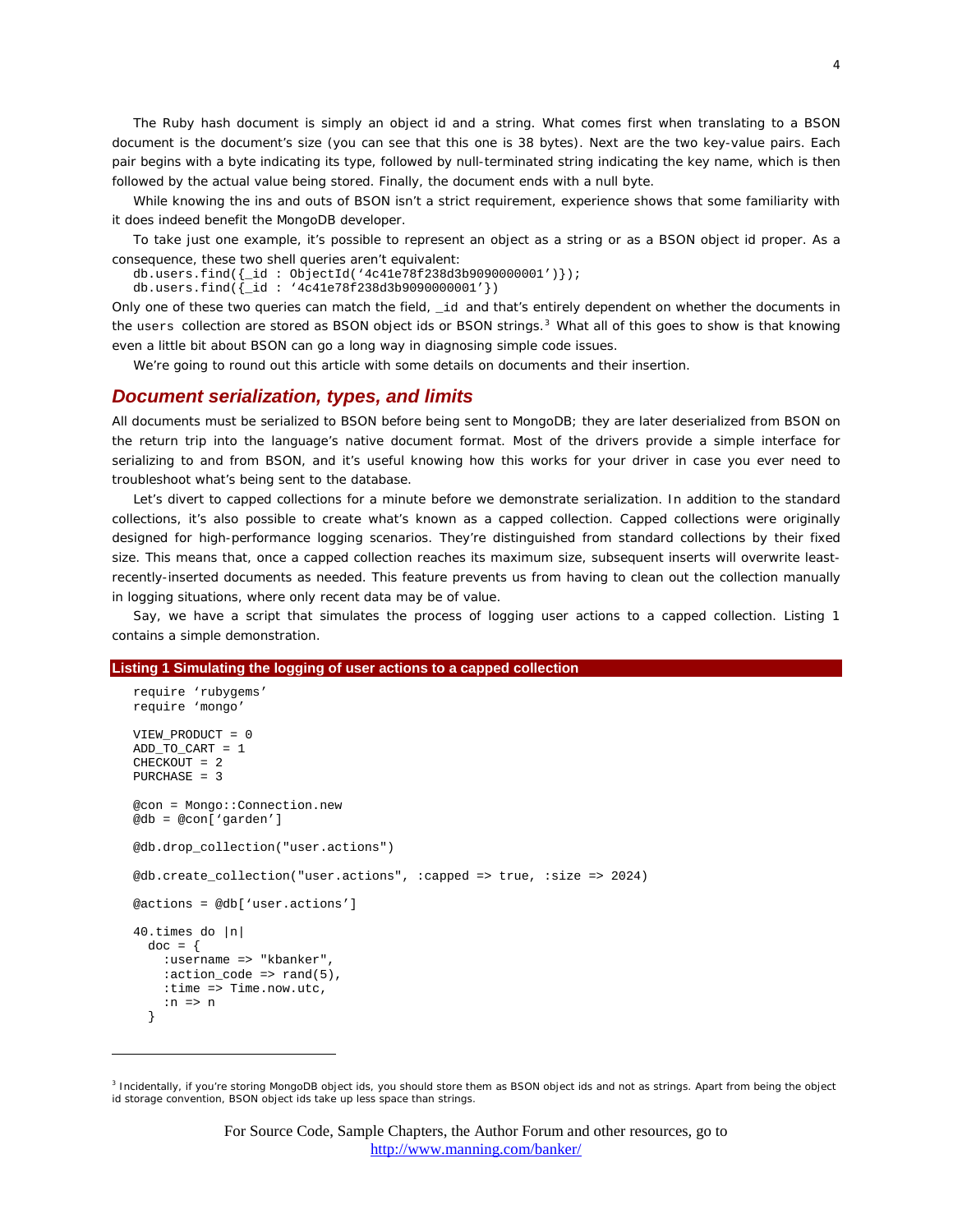The Ruby hash document is simply an object id and a string. What comes first when translating to a BSON document is the document's size (you can see that this one is 38 bytes). Next are the two key-value pairs. Each pair begins with a byte indicating its type, followed by null-terminated string indicating the key name, which is then followed by the actual value being stored. Finally, the document ends with a null byte.

While knowing the ins and outs of BSON isn't a strict requirement, experience shows that some familiarity with it does indeed benefit the MongoDB developer.

To take just one example, it's possible to represent an object as a string or as a BSON object id proper. As a consequence, these two shell queries aren't equivalent:

```
db.users.find({_id : ObjectId('4c41e78f238d3b9090000001')});
db.users.find({_id : '4c41e78f238d3b9090000001'})
```

Only one of these two queries can match the field, `_id` and that's entirely dependent on whether the documents in the `users` collection are stored as BSON object ids or BSON strings.[3] What all of this goes to show is that knowing even a little bit about BSON can go a long way in diagnosing simple code issues.

We're going to round out this article with some details on documents and their insertion.

## *Document serialization, types, and limits*

All documents must be serialized to BSON before being sent to MongoDB; they are later deserialized from BSON on the return trip into the language's native document format. Most of the drivers provide a simple interface for serializing to and from BSON, and it's useful knowing how this works for your driver in case you ever need to troubleshoot what's being sent to the database.

Let's divert to capped collections for a minute before we demonstrate serialization. In addition to the standard collections, it's also possible to create what's known as a capped collection. Capped collections were originally designed for high-performance logging scenarios. They're distinguished from standard collections by their fixed size. This means that, once a capped collection reaches its maximum size, subsequent inserts will overwrite least-recently-inserted documents as needed. This feature prevents us from having to clean out the collection manually in logging situations, where only recent data may be of value.

Say, we have a script that simulates the process of logging user actions to a capped collection. Listing 1 contains a simple demonstration.

**Listing 1 Simulating the logging of user actions to a capped collection**

```
require 'rubygems'
require 'mongo'

VIEW_PRODUCT = 0
ADD_TO_CART = 1
CHECKOUT = 2
PURCHASE = 3

@con = Mongo::Connection.new
@db = @con['garden']

@db.drop_collection("user.actions")

@db.create_collection("user.actions", :capped => true, :size => 2024)

@actions = @db['user.actions']

40.times do |n|
  doc = {
    :username => "kbanker",
    :action_code => rand(5),
    :time => Time.now.utc,
    :n => n
  }
```

[3] Incidentally, if you're storing MongoDB object ids, you should store them as BSON object ids and not as strings. Apart from being the object id storage convention, BSON object ids take up less space than strings.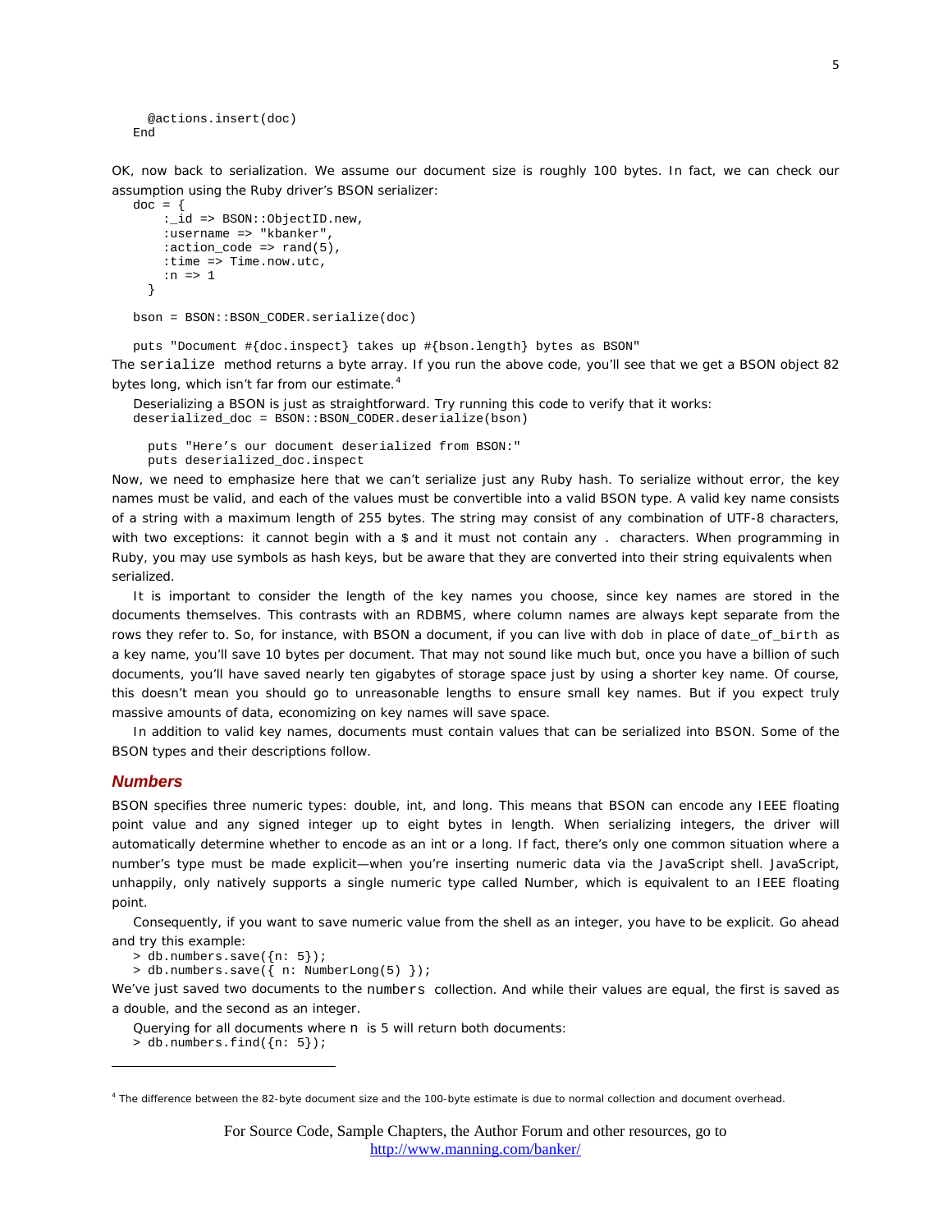```
  @actions.insert(doc)
End
```

OK, now back to serialization. We assume our document size is roughly 100 bytes. In fact, we can check our assumption using the Ruby driver's BSON serializer:

```
doc = {
    :_id => BSON::ObjectID.new,
    :username => "kbanker",
    :action_code => rand(5),
    :time => Time.now.utc,
    :n => 1
  }

bson = BSON::BSON_CODER.serialize(doc)

puts "Document #{doc.inspect} takes up #{bson.length} bytes as BSON"
```

The `serialize` method returns a byte array. If you run the above code, you'll see that we get a BSON object 82 bytes long, which isn't far from our estimate.[4]

Deserializing a BSON is just as straightforward. Try running this code to verify that it works:

```
deserialized_doc = BSON::BSON_CODER.deserialize(bson)

  puts "Here's our document deserialized from BSON:"
  puts deserialized_doc.inspect
```

Now, we need to emphasize here that we can't serialize just any Ruby hash. To serialize without error, the key names must be valid, and each of the values must be convertible into a valid BSON type. A valid key name consists of a string with a maximum length of 255 bytes. The string may consist of any combination of UTF-8 characters, with two exceptions: it cannot begin with a `$` and it must not contain any `.` characters. When programming in Ruby, you may use symbols as hash keys, but be aware that they are converted into their string equivalents when serialized.

It is important to consider the length of the key names you choose, since key names are stored in the documents themselves. This contrasts with an RDBMS, where column names are always kept separate from the rows they refer to. So, for instance, with BSON a document, if you can live with `dob` in place of `date_of_birth` as a key name, you'll save 10 bytes per document. That may not sound like much but, once you have a billion of such documents, you'll have saved nearly ten gigabytes of storage space just by using a shorter key name. Of course, this doesn't mean you should go to unreasonable lengths to ensure small key names. But if you expect truly massive amounts of data, economizing on key names will save space.

In addition to valid key names, documents must contain values that can be serialized into BSON. Some of the BSON types and their descriptions follow.

### *Numbers*

BSON specifies three numeric types: double, int, and long. This means that BSON can encode any IEEE floating point value and any signed integer up to eight bytes in length. When serializing integers, the driver will automatically determine whether to encode as an int or a long. If fact, there's only one common situation where a number's type must be made explicit—when you're inserting numeric data via the JavaScript shell. JavaScript, unhappily, only natively supports a single numeric type called Number, which is equivalent to an IEEE floating point.

Consequently, if you want to save numeric value from the shell as an integer, you have to be explicit. Go ahead and try this example:

```
> db.numbers.save({n: 5});
> db.numbers.save({ n: NumberLong(5) });
```

We've just saved two documents to the `numbers` collection. And while their values are equal, the first is saved as a double, and the second as an integer.

Querying for all documents where `n` is 5 will return both documents:

```
> db.numbers.find({n: 5});
```

---

[4] The difference between the 82-byte document size and the 100-byte estimate is due to normal collection and document overhead.

For Source Code, Sample Chapters, the Author Forum and other resources, go to
http://www.manning.com/banker/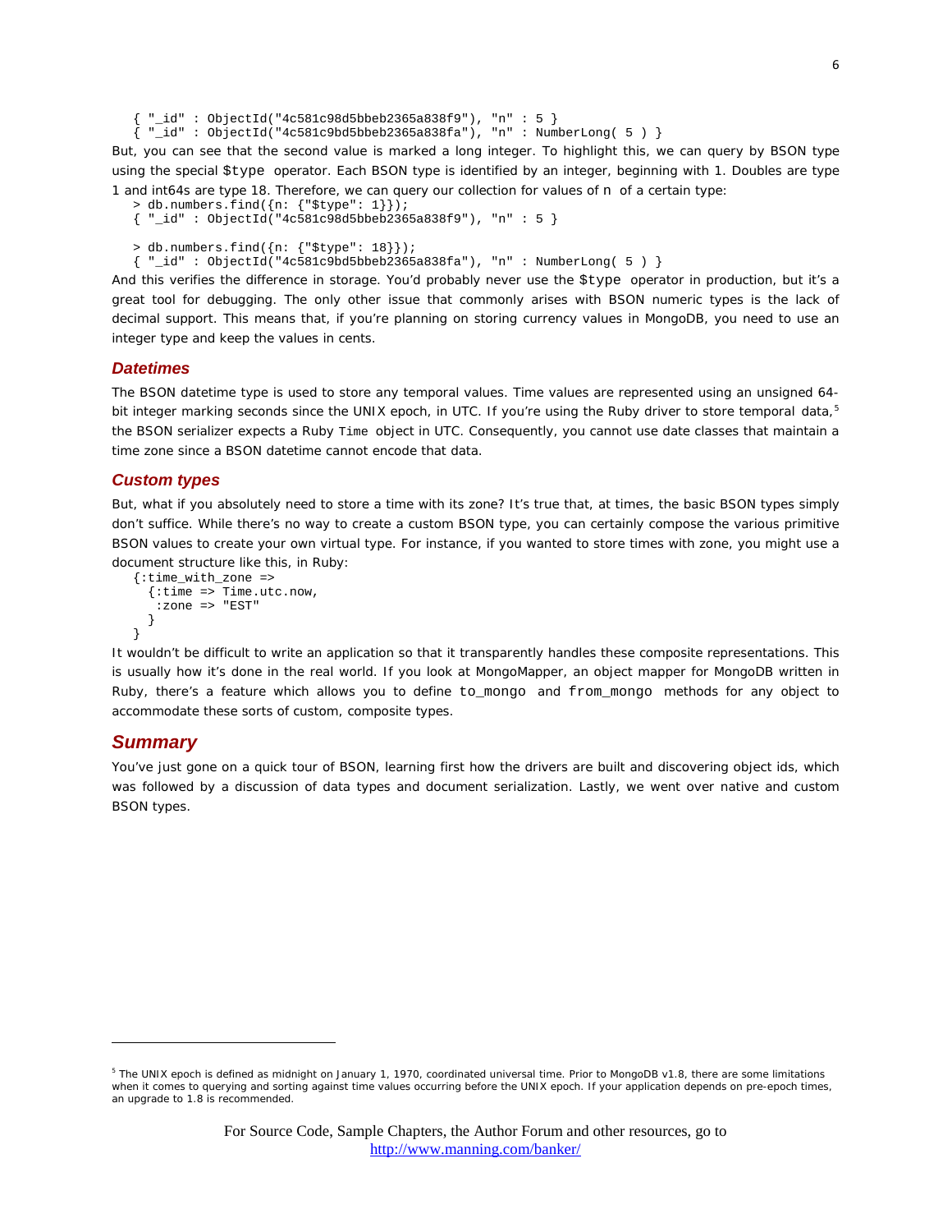```
{ "_id" : ObjectId("4c581c98d5bbeb2365a838f9"), "n" : 5 }
{ "_id" : ObjectId("4c581c9bd5bbeb2365a838fa"), "n" : NumberLong( 5 ) }
```

But, you can see that the second value is marked a long integer. To highlight this, we can query by BSON type using the special `$type` operator. Each BSON type is identified by an integer, beginning with 1. Doubles are type 1 and int64s are type 18. Therefore, we can query our collection for values of `n` of a certain type:

```
> db.numbers.find({n: {"$type": 1}});
{ "_id" : ObjectId("4c581c98d5bbeb2365a838f9"), "n" : 5 }

> db.numbers.find({n: {"$type": 18}});
{ "_id" : ObjectId("4c581c9bd5bbeb2365a838fa"), "n" : NumberLong( 5 ) }
```

And this verifies the difference in storage. You'd probably never use the `$type` operator in production, but it's a great tool for debugging. The only other issue that commonly arises with BSON numeric types is the lack of decimal support. This means that, if you're planning on storing currency values in MongoDB, you need to use an integer type and keep the values in cents.

### Datetimes

The BSON datetime type is used to store any temporal values. Time values are represented using an unsigned 64-bit integer marking seconds since the UNIX epoch, in UTC. If you're using the Ruby driver to store temporal data,[5] the BSON serializer expects a Ruby `Time` object in UTC. Consequently, you cannot use date classes that maintain a time zone since a BSON datetime cannot encode that data.

### Custom types

But, what if you absolutely need to store a time with its zone? It's true that, at times, the basic BSON types simply don't suffice. While there's no way to create a custom BSON type, you can certainly compose the various primitive BSON values to create your own virtual type. For instance, if you wanted to store times with zone, you might use a document structure like this, in Ruby:

```
{:time_with_zone =>
  {:time => Time.utc.now,
   :zone => "EST"
  }
}
```

It wouldn't be difficult to write an application so that it transparently handles these composite representations. This is usually how it's done in the real world. If you look at MongoMapper, an object mapper for MongoDB written in Ruby, there's a feature which allows you to define `to_mongo` and `from_mongo` methods for any object to accommodate these sorts of custom, composite types.

## Summary

You've just gone on a quick tour of BSON, learning first how the drivers are built and discovering object ids, which was followed by a discussion of data types and document serialization. Lastly, we went over native and custom BSON types.

---

[5] The UNIX epoch is defined as midnight on January 1, 1970, coordinated universal time. Prior to MongoDB v1.8, there are some limitations when it comes to querying and sorting against time values occurring before the UNIX epoch. If your application depends on pre-epoch times, an upgrade to 1.8 is recommended.

For Source Code, Sample Chapters, the Author Forum and other resources, go to
http://www.manning.com/banker/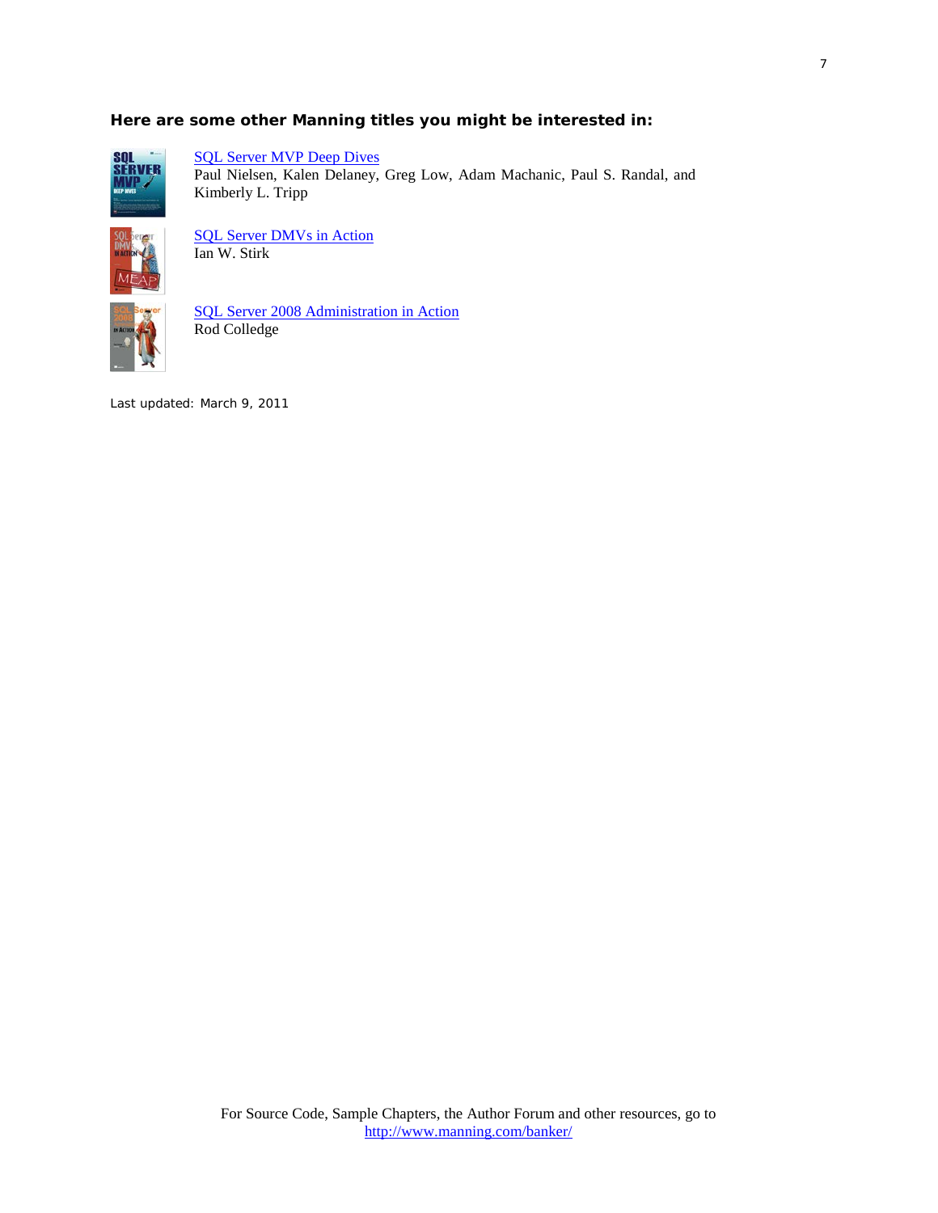**Here are some other Manning titles you might be interested in:**

[SQL Server MVP Deep Dives](http://www.manning.com/nielsen/)
Paul Nielsen, Kalen Delaney, Greg Low, Adam Machanic, Paul S. Randal, and Kimberly L. Tripp

[SQL Server DMVs in Action](http://www.manning.com/stirk/)
Ian W. Stirk

[SQL Server 2008 Administration in Action](http://www.manning.com/colledge/)
Rod Colledge

Last updated: March 9, 2011

For Source Code, Sample Chapters, the Author Forum and other resources, go to
[http://www.manning.com/banker/](http://www.manning.com/banker/)